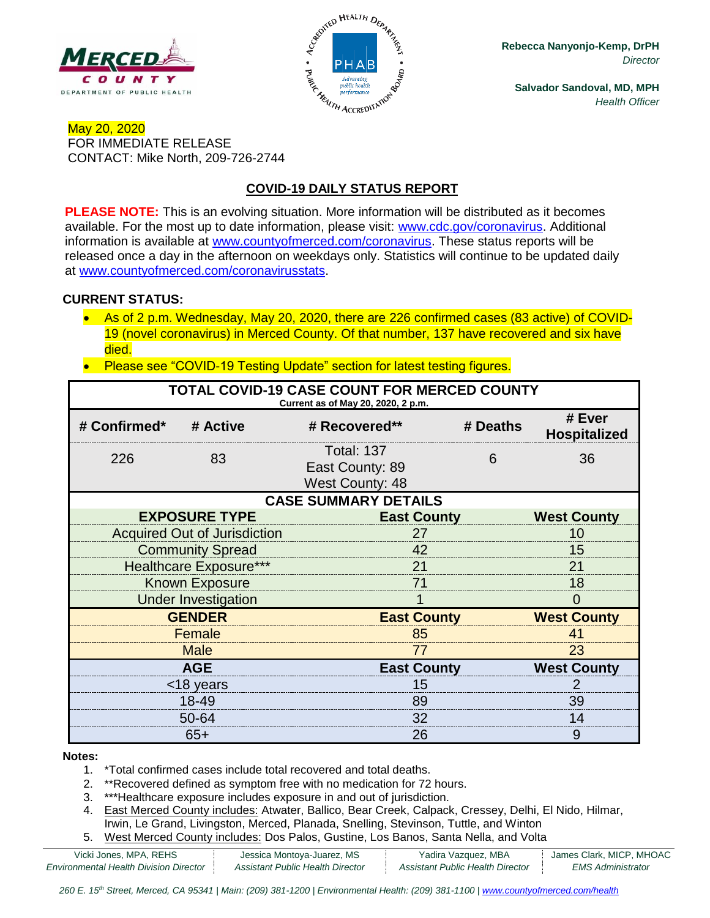Rebecca Nanyonjo-Kemp, DrPH
*Director*

Salvador Sandoval, MD, MPH
*Health Officer*

May 20, 2020
FOR IMMEDIATE RELEASE
CONTACT: Mike North, 209-726-2744

## COVID-19 DAILY STATUS REPORT

**PLEASE NOTE:** This is an evolving situation. More information will be distributed as it becomes available. For the most up to date information, please visit: www.cdc.gov/coronavirus. Additional information is available at www.countyofmerced.com/coronavirus. These status reports will be released once a day in the afternoon on weekdays only. Statistics will continue to be updated daily at www.countyofmerced.com/coronavirusstats.

**CURRENT STATUS:**

- As of 2 p.m. Wednesday, May 20, 2020, there are 226 confirmed cases (83 active) of COVID-19 (novel coronavirus) in Merced County. Of that number, 137 have recovered and six have died.
- Please see "COVID-19 Testing Update" section for latest testing figures.

**TOTAL COVID-19 CASE COUNT FOR MERCED COUNTY**
Current as of May 20, 2020, 2 p.m.

| # Confirmed* | # Active | # Recovered** | # Deaths | # Ever Hospitalized |
|---|---|---|---|---|
| 226 | 83 | Total: 137<br>East County: 89<br>West County: 48 | 6 | 36 |

**CASE SUMMARY DETAILS**

| EXPOSURE TYPE | East County | West County |
|---|---|---|
| Acquired Out of Jurisdiction | 27 | 10 |
| Community Spread | 42 | 15 |
| Healthcare Exposure*** | 21 | 21 |
| Known Exposure | 71 | 18 |
| Under Investigation | 1 | 0 |
| **GENDER** | **East County** | **West County** |
| Female | 85 | 41 |
| Male | 77 | 23 |
| **AGE** | **East County** | **West County** |
| <18 years | 15 | 2 |
| 18-49 | 89 | 39 |
| 50-64 | 32 | 14 |
| 65+ | 26 | 9 |

**Notes:**

1. *Total confirmed cases include total recovered and total deaths.
2. **Recovered defined as symptom free with no medication for 72 hours.
3. ***Healthcare exposure includes exposure in and out of jurisdiction.
4. East Merced County includes: Atwater, Ballico, Bear Creek, Calpack, Cressey, Delhi, El Nido, Hilmar, Irwin, Le Grand, Livingston, Merced, Planada, Snelling, Stevinson, Tuttle, and Winton
5. West Merced County includes: Dos Palos, Gustine, Los Banos, Santa Nella, and Volta

Vicki Jones, MPA, REHS — *Environmental Health Division Director* | Jessica Montoya-Juarez, MS — *Assistant Public Health Director* | Yadira Vazquez, MBA — *Assistant Public Health Director* | James Clark, MICP, MHOAC — *EMS Administrator*

*260 E. 15th Street, Merced, CA 95341 | Main: (209) 381-1200 | Environmental Health: (209) 381-1100 | www.countyofmerced.com/health*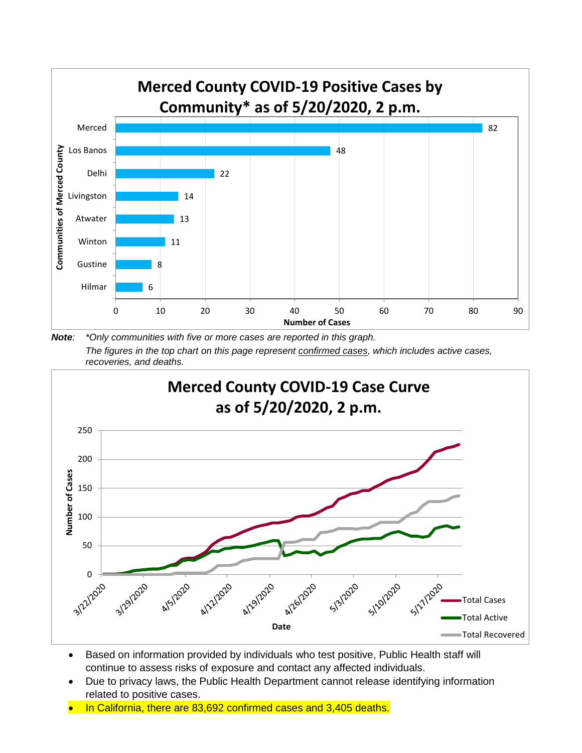## Merced County COVID-19 Positive Cases by Community* as of 5/20/2020, 2 p.m.

| Communities of Merced County | Number of Cases |
|---|---|
| Merced | 82 |
| Los Banos | 48 |
| Delhi | 22 |
| Livingston | 14 |
| Atwater | 13 |
| Winton | 11 |
| Gustine | 8 |
| Hilmar | 6 |

***Note***: *\*Only communities with five or more cases are reported in this graph.*
*The figures in the top chart on this page represent confirmed cases, which includes active cases, recoveries, and deaths.*

## Merced County COVID-19 Case Curve as of 5/20/2020, 2 p.m.

Number of Cases (0–250) by Date (3/22/2020 – 5/17/2020); series: Total Cases, Total Active, Total Recovered

- Based on information provided by individuals who test positive, Public Health staff will continue to assess risks of exposure and contact any affected individuals.
- Due to privacy laws, the Public Health Department cannot release identifying information related to positive cases.
- In California, there are 83,692 confirmed cases and 3,405 deaths.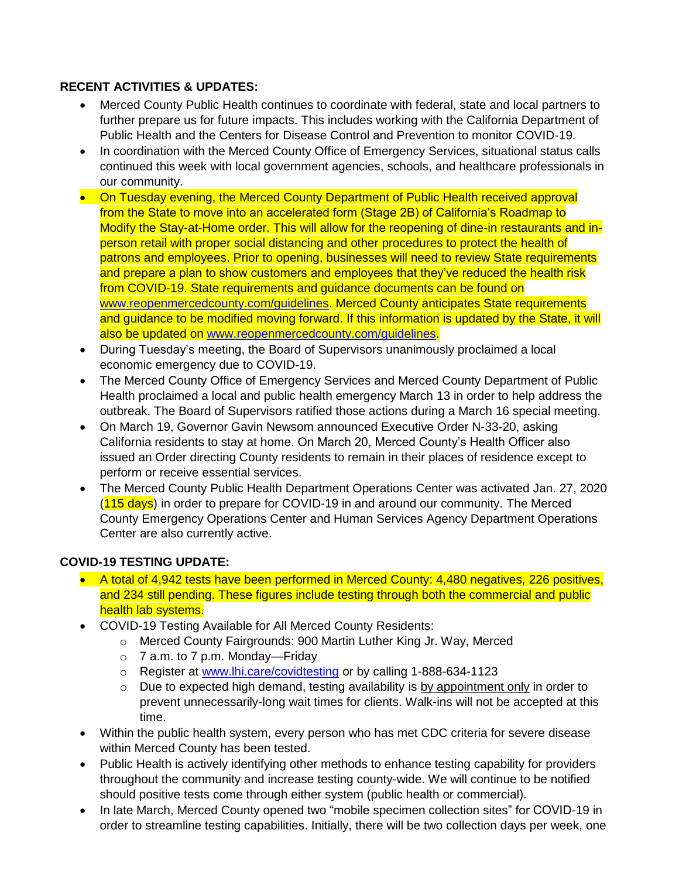**RECENT ACTIVITIES & UPDATES:**

- Merced County Public Health continues to coordinate with federal, state and local partners to further prepare us for future impacts. This includes working with the California Department of Public Health and the Centers for Disease Control and Prevention to monitor COVID-19.
- In coordination with the Merced County Office of Emergency Services, situational status calls continued this week with local government agencies, schools, and healthcare professionals in our community.
- On Tuesday evening, the Merced County Department of Public Health received approval from the State to move into an accelerated form (Stage 2B) of California's Roadmap to Modify the Stay-at-Home order. This will allow for the reopening of dine-in restaurants and in-person retail with proper social distancing and other procedures to protect the health of patrons and employees. Prior to opening, businesses will need to review State requirements and prepare a plan to show customers and employees that they've reduced the health risk from COVID-19. State requirements and guidance documents can be found on [www.reopenmercedcounty.com/guidelines](http://www.reopenmercedcounty.com/guidelines). Merced County anticipates State requirements and guidance to be modified moving forward. If this information is updated by the State, it will also be updated on [www.reopenmercedcounty.com/guidelines](http://www.reopenmercedcounty.com/guidelines).
- During Tuesday's meeting, the Board of Supervisors unanimously proclaimed a local economic emergency due to COVID-19.
- The Merced County Office of Emergency Services and Merced County Department of Public Health proclaimed a local and public health emergency March 13 in order to help address the outbreak. The Board of Supervisors ratified those actions during a March 16 special meeting.
- On March 19, Governor Gavin Newsom announced Executive Order N-33-20, asking California residents to stay at home. On March 20, Merced County's Health Officer also issued an Order directing County residents to remain in their places of residence except to perform or receive essential services.
- The Merced County Public Health Department Operations Center was activated Jan. 27, 2020 (115 days) in order to prepare for COVID-19 in and around our community. The Merced County Emergency Operations Center and Human Services Agency Department Operations Center are also currently active.

**COVID-19 TESTING UPDATE:**

- A total of 4,942 tests have been performed in Merced County: 4,480 negatives, 226 positives, and 234 still pending. These figures include testing through both the commercial and public health lab systems.
- COVID-19 Testing Available for All Merced County Residents:
  - Merced County Fairgrounds: 900 Martin Luther King Jr. Way, Merced
  - 7 a.m. to 7 p.m. Monday—Friday
  - Register at [www.lhi.care/covidtesting](http://www.lhi.care/covidtesting) or by calling 1-888-634-1123
  - Due to expected high demand, testing availability is by appointment only in order to prevent unnecessarily-long wait times for clients. Walk-ins will not be accepted at this time.
- Within the public health system, every person who has met CDC criteria for severe disease within Merced County has been tested.
- Public Health is actively identifying other methods to enhance testing capability for providers throughout the community and increase testing county-wide. We will continue to be notified should positive tests come through either system (public health or commercial).
- In late March, Merced County opened two "mobile specimen collection sites" for COVID-19 in order to streamline testing capabilities. Initially, there will be two collection days per week, one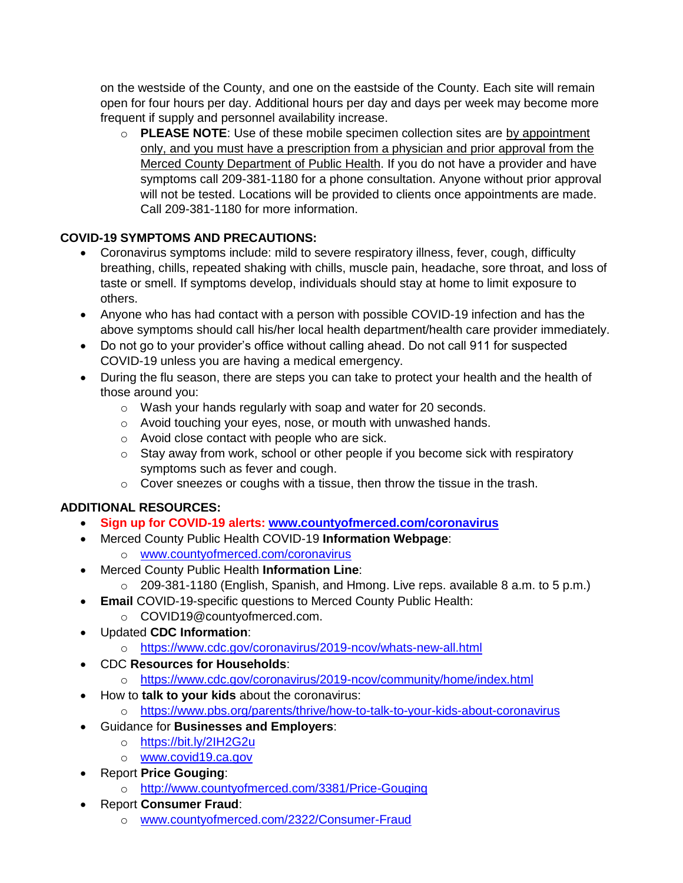on the westside of the County, and one on the eastside of the County. Each site will remain open for four hours per day. Additional hours per day and days per week may become more frequent if supply and personnel availability increase.

- **PLEASE NOTE**: Use of these mobile specimen collection sites are by appointment only, and you must have a prescription from a physician and prior approval from the Merced County Department of Public Health. If you do not have a provider and have symptoms call 209-381-1180 for a phone consultation. Anyone without prior approval will not be tested. Locations will be provided to clients once appointments are made. Call 209-381-1180 for more information.

**COVID-19 SYMPTOMS AND PRECAUTIONS:**

- Coronavirus symptoms include: mild to severe respiratory illness, fever, cough, difficulty breathing, chills, repeated shaking with chills, muscle pain, headache, sore throat, and loss of taste or smell. If symptoms develop, individuals should stay at home to limit exposure to others.
- Anyone who has had contact with a person with possible COVID-19 infection and has the above symptoms should call his/her local health department/health care provider immediately.
- Do not go to your provider's office without calling ahead. Do not call 911 for suspected COVID-19 unless you are having a medical emergency.
- During the flu season, there are steps you can take to protect your health and the health of those around you:
  - Wash your hands regularly with soap and water for 20 seconds.
  - Avoid touching your eyes, nose, or mouth with unwashed hands.
  - Avoid close contact with people who are sick.
  - Stay away from work, school or other people if you become sick with respiratory symptoms such as fever and cough.
  - Cover sneezes or coughs with a tissue, then throw the tissue in the trash.

**ADDITIONAL RESOURCES:**

- **Sign up for COVID-19 alerts: www.countyofmerced.com/coronavirus**
- Merced County Public Health COVID-19 **Information Webpage**:
  - www.countyofmerced.com/coronavirus
- Merced County Public Health **Information Line**:
  - 209-381-1180 (English, Spanish, and Hmong. Live reps. available 8 a.m. to 5 p.m.)
- **Email** COVID-19-specific questions to Merced County Public Health:
  - COVID19@countyofmerced.com.
- Updated **CDC Information**:
  - https://www.cdc.gov/coronavirus/2019-ncov/whats-new-all.html
- CDC **Resources for Households**:
  - https://www.cdc.gov/coronavirus/2019-ncov/community/home/index.html
- How to **talk to your kids** about the coronavirus:
  - https://www.pbs.org/parents/thrive/how-to-talk-to-your-kids-about-coronavirus
- Guidance for **Businesses and Employers**:
  - https://bit.ly/2IH2G2u
  - www.covid19.ca.gov
- Report **Price Gouging**:
  - http://www.countyofmerced.com/3381/Price-Gouging
- Report **Consumer Fraud**:
  - www.countyofmerced.com/2322/Consumer-Fraud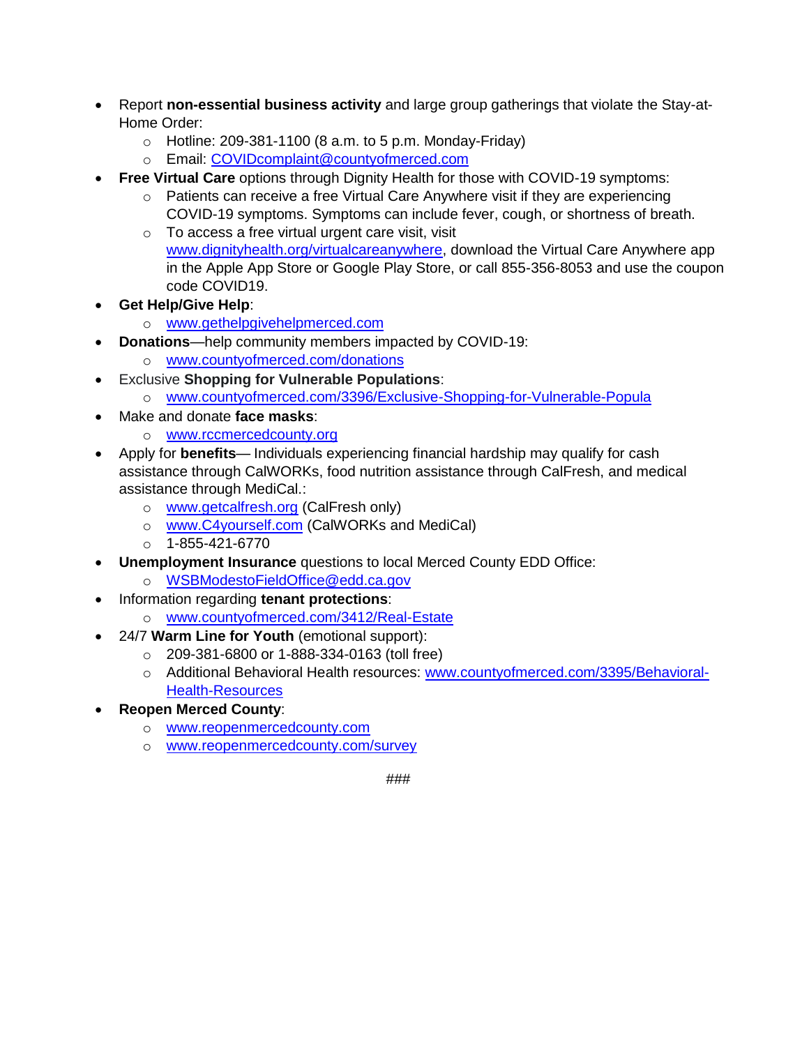- Report **non-essential business activity** and large group gatherings that violate the Stay-at-Home Order:
  - Hotline: 209-381-1100 (8 a.m. to 5 p.m. Monday-Friday)
  - Email: COVIDcomplaint@countyofmerced.com
- **Free Virtual Care** options through Dignity Health for those with COVID-19 symptoms:
  - Patients can receive a free Virtual Care Anywhere visit if they are experiencing COVID-19 symptoms. Symptoms can include fever, cough, or shortness of breath.
  - To access a free virtual urgent care visit, visit www.dignityhealth.org/virtualcareanywhere, download the Virtual Care Anywhere app in the Apple App Store or Google Play Store, or call 855-356-8053 and use the coupon code COVID19.
- **Get Help/Give Help**:
  - www.gethelpgivehelpmerced.com
- **Donations**—help community members impacted by COVID-19:
  - www.countyofmerced.com/donations
- Exclusive **Shopping for Vulnerable Populations**:
  - www.countyofmerced.com/3396/Exclusive-Shopping-for-Vulnerable-Popula
- Make and donate **face masks**:
  - www.rccmercedcounty.org
- Apply for **benefits**— Individuals experiencing financial hardship may qualify for cash assistance through CalWORKs, food nutrition assistance through CalFresh, and medical assistance through MediCal.:
  - www.getcalfresh.org (CalFresh only)
  - www.C4yourself.com (CalWORKs and MediCal)
  - 1-855-421-6770
- **Unemployment Insurance** questions to local Merced County EDD Office:
  - WSBModestoFieldOffice@edd.ca.gov
- Information regarding **tenant protections**:
  - www.countyofmerced.com/3412/Real-Estate
- 24/7 **Warm Line for Youth** (emotional support):
  - 209-381-6800 or 1-888-334-0163 (toll free)
  - Additional Behavioral Health resources: www.countyofmerced.com/3395/Behavioral-Health-Resources
- **Reopen Merced County**:
  - www.reopenmercedcounty.com
  - www.reopenmercedcounty.com/survey

###